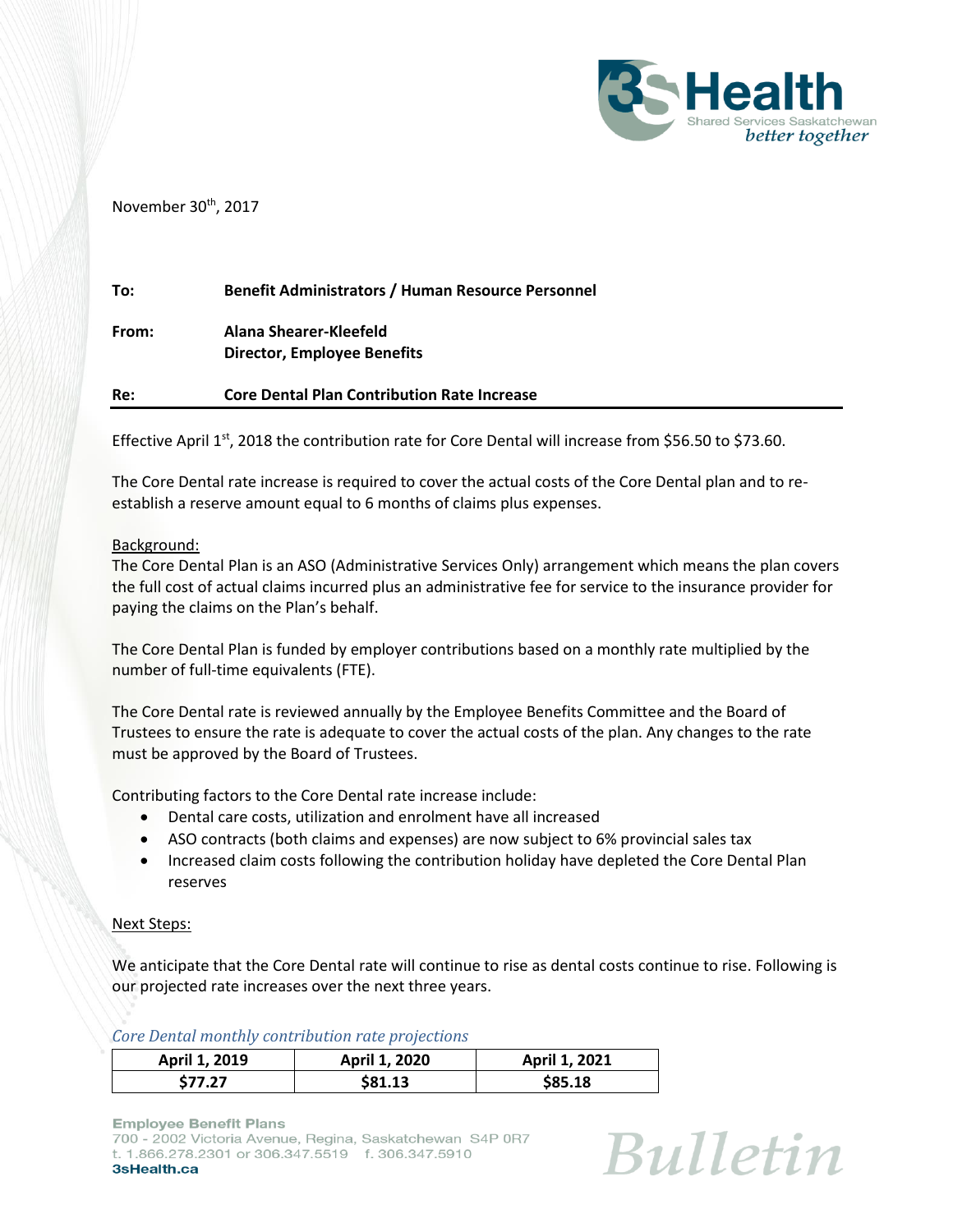November 30th, 2017

**To:** **Benefit Administrators / Human Resource Personnel**

**From:** **Alana Shearer-Kleefeld**
**Director, Employee Benefits**

**Re:** **Core Dental Plan Contribution Rate Increase**

Effective April 1st, 2018 the contribution rate for Core Dental will increase from $56.50 to $73.60.

The Core Dental rate increase is required to cover the actual costs of the Core Dental plan and to re-establish a reserve amount equal to 6 months of claims plus expenses.

Background:

The Core Dental Plan is an ASO (Administrative Services Only) arrangement which means the plan covers the full cost of actual claims incurred plus an administrative fee for service to the insurance provider for paying the claims on the Plan's behalf.

The Core Dental Plan is funded by employer contributions based on a monthly rate multiplied by the number of full-time equivalents (FTE).

The Core Dental rate is reviewed annually by the Employee Benefits Committee and the Board of Trustees to ensure the rate is adequate to cover the actual costs of the plan. Any changes to the rate must be approved by the Board of Trustees.

Contributing factors to the Core Dental rate increase include:

- Dental care costs, utilization and enrolment have all increased
- ASO contracts (both claims and expenses) are now subject to 6% provincial sales tax
- Increased claim costs following the contribution holiday have depleted the Core Dental Plan reserves

Next Steps:

We anticipate that the Core Dental rate will continue to rise as dental costs continue to rise. Following is our projected rate increases over the next three years.

*Core Dental monthly contribution rate projections*

| April 1, 2019 | April 1, 2020 | April 1, 2021 |
|---|---|---|
| **$77.27** | **$81.13** | **$85.18** |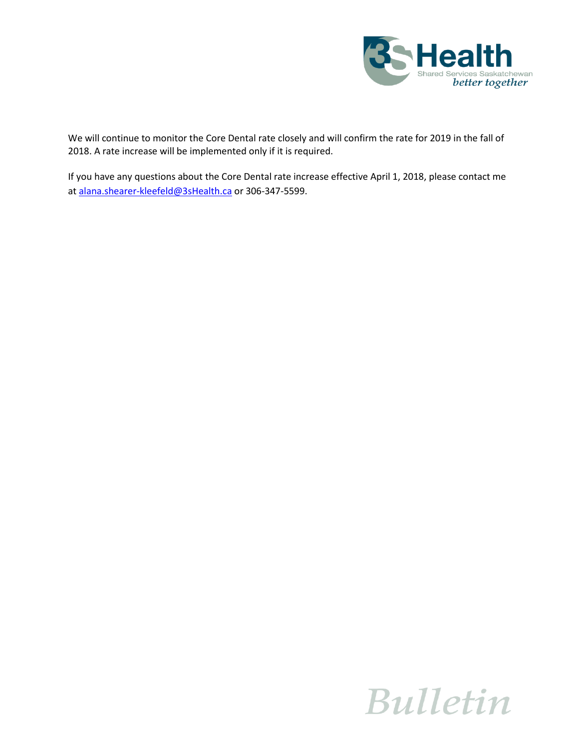We will continue to monitor the Core Dental rate closely and will confirm the rate for 2019 in the fall of 2018. A rate increase will be implemented only if it is required.

If you have any questions about the Core Dental rate increase effective April 1, 2018, please contact me at alana.shearer-kleefeld@3sHealth.ca or 306-347-5599.